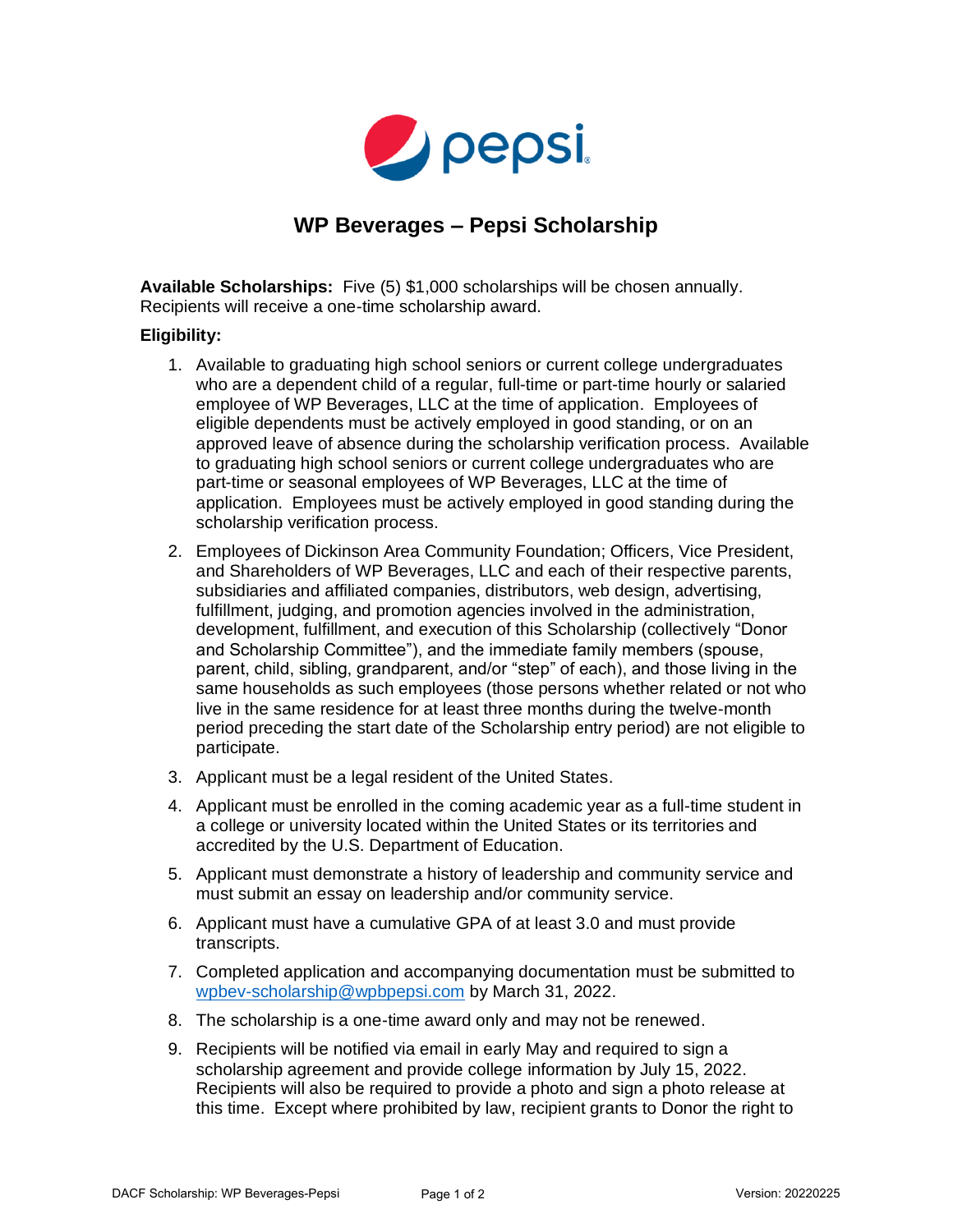# WP Beverages – Pepsi Scholarship

**Available Scholarships:** Five (5) $1,000 scholarships will be chosen annually. Recipients will receive a one-time scholarship award.

**Eligibility:**

1. Available to graduating high school seniors or current college undergraduates who are a dependent child of a regular, full-time or part-time hourly or salaried employee of WP Beverages, LLC at the time of application. Employees of eligible dependents must be actively employed in good standing, or on an approved leave of absence during the scholarship verification process. Available to graduating high school seniors or current college undergraduates who are part-time or seasonal employees of WP Beverages, LLC at the time of application. Employees must be actively employed in good standing during the scholarship verification process.
2. Employees of Dickinson Area Community Foundation; Officers, Vice President, and Shareholders of WP Beverages, LLC and each of their respective parents, subsidiaries and affiliated companies, distributors, web design, advertising, fulfillment, judging, and promotion agencies involved in the administration, development, fulfillment, and execution of this Scholarship (collectively "Donor and Scholarship Committee"), and the immediate family members (spouse, parent, child, sibling, grandparent, and/or "step" of each), and those living in the same households as such employees (those persons whether related or not who live in the same residence for at least three months during the twelve-month period preceding the start date of the Scholarship entry period) are not eligible to participate.
3. Applicant must be a legal resident of the United States.
4. Applicant must be enrolled in the coming academic year as a full-time student in a college or university located within the United States or its territories and accredited by the U.S. Department of Education.
5. Applicant must demonstrate a history of leadership and community service and must submit an essay on leadership and/or community service.
6. Applicant must have a cumulative GPA of at least 3.0 and must provide transcripts.
7. Completed application and accompanying documentation must be submitted to wpbev-scholarship@wpbpepsi.com by March 31, 2022.
8. The scholarship is a one-time award only and may not be renewed.
9. Recipients will be notified via email in early May and required to sign a scholarship agreement and provide college information by July 15, 2022. Recipients will also be required to provide a photo and sign a photo release at this time. Except where prohibited by law, recipient grants to Donor the right to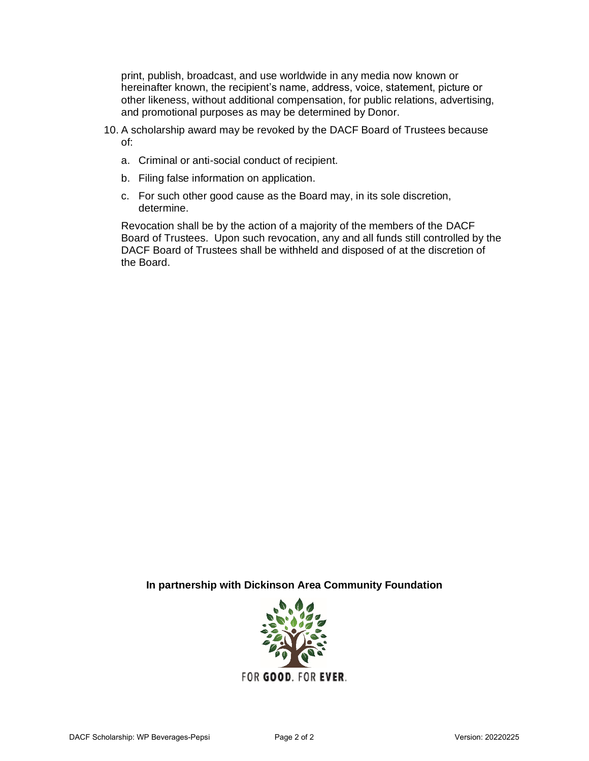print, publish, broadcast, and use worldwide in any media now known or hereinafter known, the recipient's name, address, voice, statement, picture or other likeness, without additional compensation, for public relations, advertising, and promotional purposes as may be determined by Donor.

10. A scholarship award may be revoked by the DACF Board of Trustees because of:

    a. Criminal or anti-social conduct of recipient.

    b. Filing false information on application.

    c. For such other good cause as the Board may, in its sole discretion, determine.

    Revocation shall be by the action of a majority of the members of the DACF Board of Trustees. Upon such revocation, any and all funds still controlled by the DACF Board of Trustees shall be withheld and disposed of at the discretion of the Board.

**In partnership with Dickinson Area Community Foundation**

FOR **GOOD**. FOR **EVER**.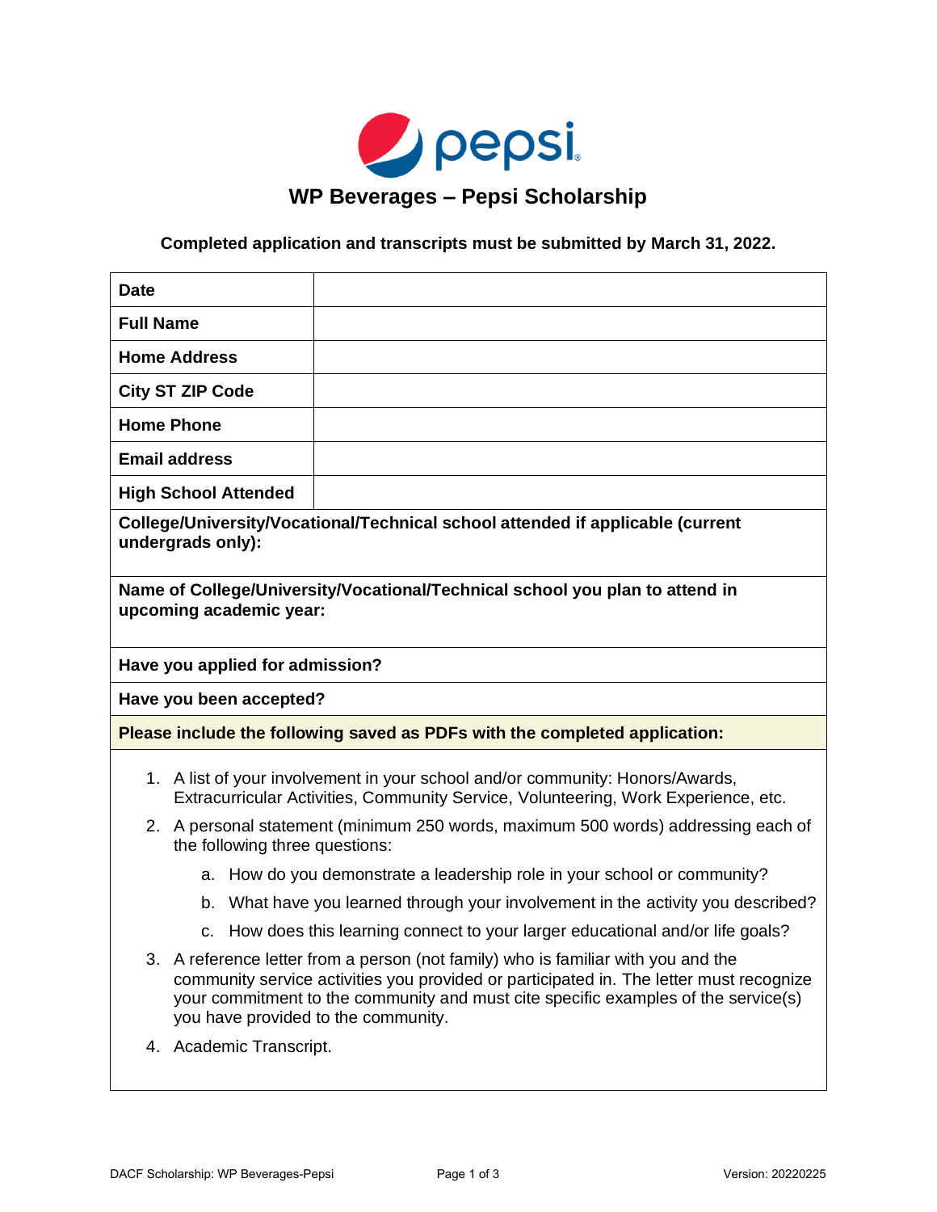## WP Beverages – Pepsi Scholarship

**Completed application and transcripts must be submitted by March 31, 2022.**

| | |
|---|---|
| **Date** | |
| **Full Name** | |
| **Home Address** | |
| **City ST ZIP Code** | |
| **Home Phone** | |
| **Email address** | |
| **High School Attended** | |
| **College/University/Vocational/Technical school attended if applicable (current undergrads only):** | |
| **Name of College/University/Vocational/Technical school you plan to attend in upcoming academic year:** | |
| **Have you applied for admission?** | |
| **Have you been accepted?** | |

**Please include the following saved as PDFs with the completed application:**

1. A list of your involvement in your school and/or community: Honors/Awards, Extracurricular Activities, Community Service, Volunteering, Work Experience, etc.
2. A personal statement (minimum 250 words, maximum 500 words) addressing each of the following three questions:
   a. How do you demonstrate a leadership role in your school or community?
   b. What have you learned through your involvement in the activity you described?
   c. How does this learning connect to your larger educational and/or life goals?
3. A reference letter from a person (not family) who is familiar with you and the community service activities you provided or participated in. The letter must recognize your commitment to the community and must cite specific examples of the service(s) you have provided to the community.
4. Academic Transcript.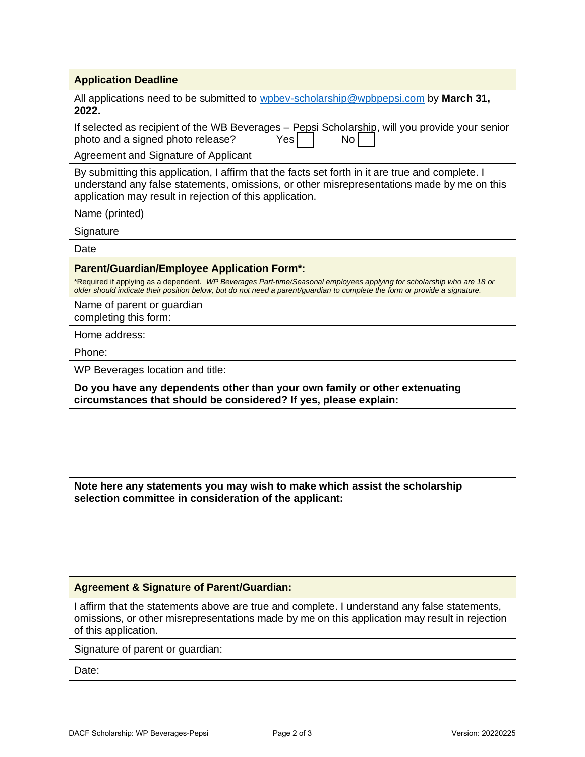## Application Deadline

All applications need to be submitted to wpbev-scholarship@wpbpepsi.com by **March 31, 2022.**

If selected as recipient of the WB Beverages – Pepsi Scholarship, will you provide your senior photo and a signed photo release? Yes ☐ No ☐

Agreement and Signature of Applicant

By submitting this application, I affirm that the facts set forth in it are true and complete. I understand any false statements, omissions, or other misrepresentations made by me on this application may result in rejection of this application.

| | |
|---|---|
| Name (printed) | |
| Signature | |
| Date | |

## Parent/Guardian/Employee Application Form*:

*Required if applying as a dependent. *WP Beverages Part-time/Seasonal employees applying for scholarship who are 18 or older should indicate their position below, but do not need a parent/guardian to complete the form or provide a signature.*

| | |
|---|---|
| Name of parent or guardian completing this form: | |
| Home address: | |
| Phone: | |
| WP Beverages location and title: | |

**Do you have any dependents other than your own family or other extenuating circumstances that should be considered? If yes, please explain:**

**Note here any statements you may wish to make which assist the scholarship selection committee in consideration of the applicant:**

## Agreement & Signature of Parent/Guardian:

I affirm that the statements above are true and complete. I understand any false statements, omissions, or other misrepresentations made by me on this application may result in rejection of this application.

Signature of parent or guardian:

Date: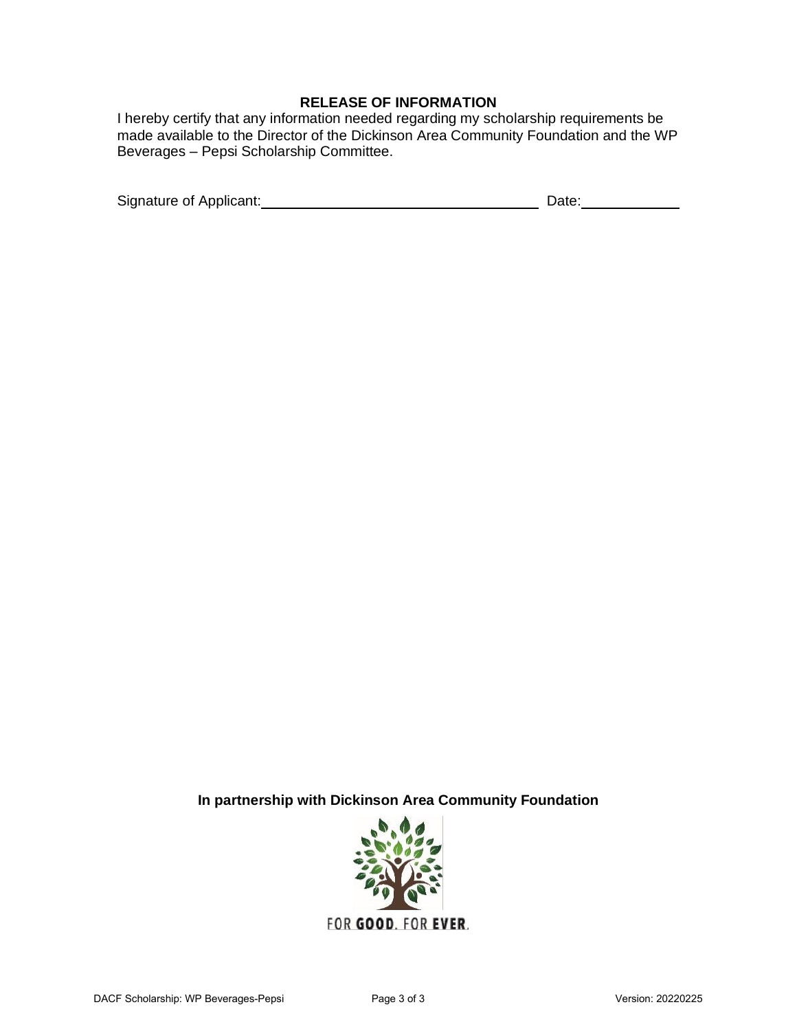## RELEASE OF INFORMATION

I hereby certify that any information needed regarding my scholarship requirements be made available to the Director of the Dickinson Area Community Foundation and the WP Beverages – Pepsi Scholarship Committee.

Signature of Applicant:\_\_\_\_\_\_\_\_\_\_\_\_\_\_\_\_\_\_\_\_\_\_\_\_\_\_\_\_\_\_\_\_\_\_\_\_ Date:\_\_\_\_\_\_\_\_\_\_\_\_

**In partnership with Dickinson Area Community Foundation**

FOR **GOOD.** FOR **EVER.**